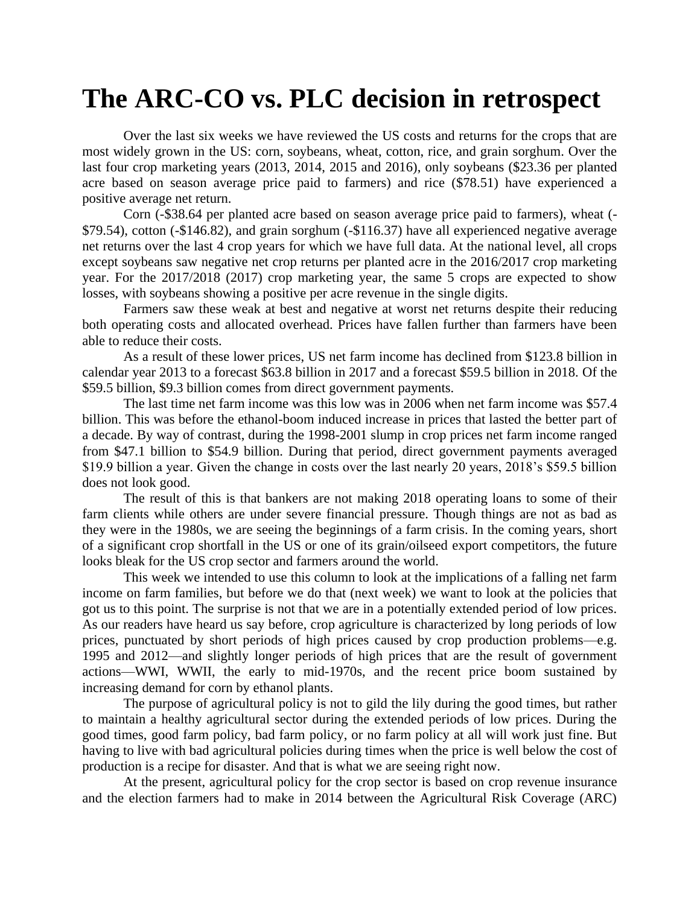# The ARC-CO vs. PLC decision in retrospect

Over the last six weeks we have reviewed the US costs and returns for the crops that are most widely grown in the US: corn, soybeans, wheat, cotton, rice, and grain sorghum. Over the last four crop marketing years (2013, 2014, 2015 and 2016), only soybeans ($23.36 per planted acre based on season average price paid to farmers) and rice ($78.51) have experienced a positive average net return.

Corn (-$38.64 per planted acre based on season average price paid to farmers), wheat (-$79.54), cotton (-$146.82), and grain sorghum (-$116.37) have all experienced negative average net returns over the last 4 crop years for which we have full data. At the national level, all crops except soybeans saw negative net crop returns per planted acre in the 2016/2017 crop marketing year. For the 2017/2018 (2017) crop marketing year, the same 5 crops are expected to show losses, with soybeans showing a positive per acre revenue in the single digits.

Farmers saw these weak at best and negative at worst net returns despite their reducing both operating costs and allocated overhead. Prices have fallen further than farmers have been able to reduce their costs.

As a result of these lower prices, US net farm income has declined from $123.8 billion in calendar year 2013 to a forecast $63.8 billion in 2017 and a forecast $59.5 billion in 2018. Of the $59.5 billion, $9.3 billion comes from direct government payments.

The last time net farm income was this low was in 2006 when net farm income was $57.4 billion. This was before the ethanol-boom induced increase in prices that lasted the better part of a decade. By way of contrast, during the 1998-2001 slump in crop prices net farm income ranged from $47.1 billion to $54.9 billion. During that period, direct government payments averaged $19.9 billion a year. Given the change in costs over the last nearly 20 years, 2018's $59.5 billion does not look good.

The result of this is that bankers are not making 2018 operating loans to some of their farm clients while others are under severe financial pressure. Though things are not as bad as they were in the 1980s, we are seeing the beginnings of a farm crisis. In the coming years, short of a significant crop shortfall in the US or one of its grain/oilseed export competitors, the future looks bleak for the US crop sector and farmers around the world.

This week we intended to use this column to look at the implications of a falling net farm income on farm families, but before we do that (next week) we want to look at the policies that got us to this point. The surprise is not that we are in a potentially extended period of low prices. As our readers have heard us say before, crop agriculture is characterized by long periods of low prices, punctuated by short periods of high prices caused by crop production problems—e.g. 1995 and 2012—and slightly longer periods of high prices that are the result of government actions—WWI, WWII, the early to mid-1970s, and the recent price boom sustained by increasing demand for corn by ethanol plants.

The purpose of agricultural policy is not to gild the lily during the good times, but rather to maintain a healthy agricultural sector during the extended periods of low prices. During the good times, good farm policy, bad farm policy, or no farm policy at all will work just fine. But having to live with bad agricultural policies during times when the price is well below the cost of production is a recipe for disaster. And that is what we are seeing right now.

At the present, agricultural policy for the crop sector is based on crop revenue insurance and the election farmers had to make in 2014 between the Agricultural Risk Coverage (ARC)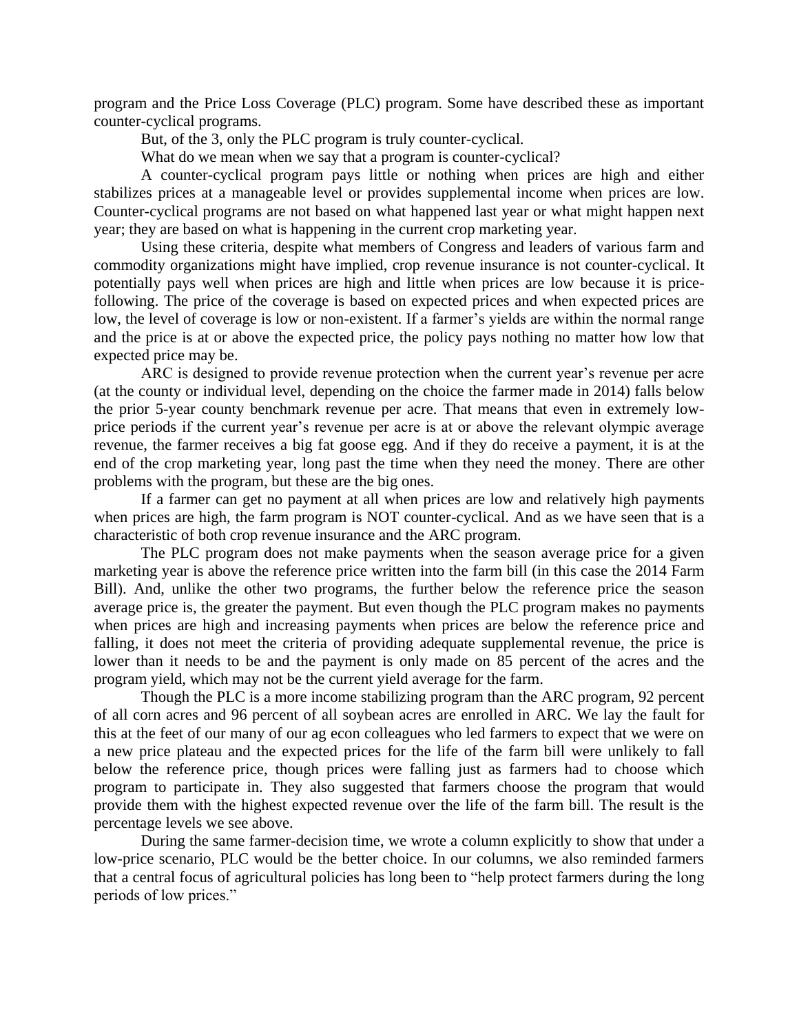program and the Price Loss Coverage (PLC) program. Some have described these as important counter-cyclical programs.

But, of the 3, only the PLC program is truly counter-cyclical.

What do we mean when we say that a program is counter-cyclical?

A counter-cyclical program pays little or nothing when prices are high and either stabilizes prices at a manageable level or provides supplemental income when prices are low. Counter-cyclical programs are not based on what happened last year or what might happen next year; they are based on what is happening in the current crop marketing year.

Using these criteria, despite what members of Congress and leaders of various farm and commodity organizations might have implied, crop revenue insurance is not counter-cyclical. It potentially pays well when prices are high and little when prices are low because it is price-following. The price of the coverage is based on expected prices and when expected prices are low, the level of coverage is low or non-existent. If a farmer's yields are within the normal range and the price is at or above the expected price, the policy pays nothing no matter how low that expected price may be.

ARC is designed to provide revenue protection when the current year's revenue per acre (at the county or individual level, depending on the choice the farmer made in 2014) falls below the prior 5-year county benchmark revenue per acre. That means that even in extremely low-price periods if the current year's revenue per acre is at or above the relevant olympic average revenue, the farmer receives a big fat goose egg. And if they do receive a payment, it is at the end of the crop marketing year, long past the time when they need the money. There are other problems with the program, but these are the big ones.

If a farmer can get no payment at all when prices are low and relatively high payments when prices are high, the farm program is NOT counter-cyclical. And as we have seen that is a characteristic of both crop revenue insurance and the ARC program.

The PLC program does not make payments when the season average price for a given marketing year is above the reference price written into the farm bill (in this case the 2014 Farm Bill). And, unlike the other two programs, the further below the reference price the season average price is, the greater the payment. But even though the PLC program makes no payments when prices are high and increasing payments when prices are below the reference price and falling, it does not meet the criteria of providing adequate supplemental revenue, the price is lower than it needs to be and the payment is only made on 85 percent of the acres and the program yield, which may not be the current yield average for the farm.

Though the PLC is a more income stabilizing program than the ARC program, 92 percent of all corn acres and 96 percent of all soybean acres are enrolled in ARC. We lay the fault for this at the feet of our many of our ag econ colleagues who led farmers to expect that we were on a new price plateau and the expected prices for the life of the farm bill were unlikely to fall below the reference price, though prices were falling just as farmers had to choose which program to participate in. They also suggested that farmers choose the program that would provide them with the highest expected revenue over the life of the farm bill. The result is the percentage levels we see above.

During the same farmer-decision time, we wrote a column explicitly to show that under a low-price scenario, PLC would be the better choice. In our columns, we also reminded farmers that a central focus of agricultural policies has long been to "help protect farmers during the long periods of low prices."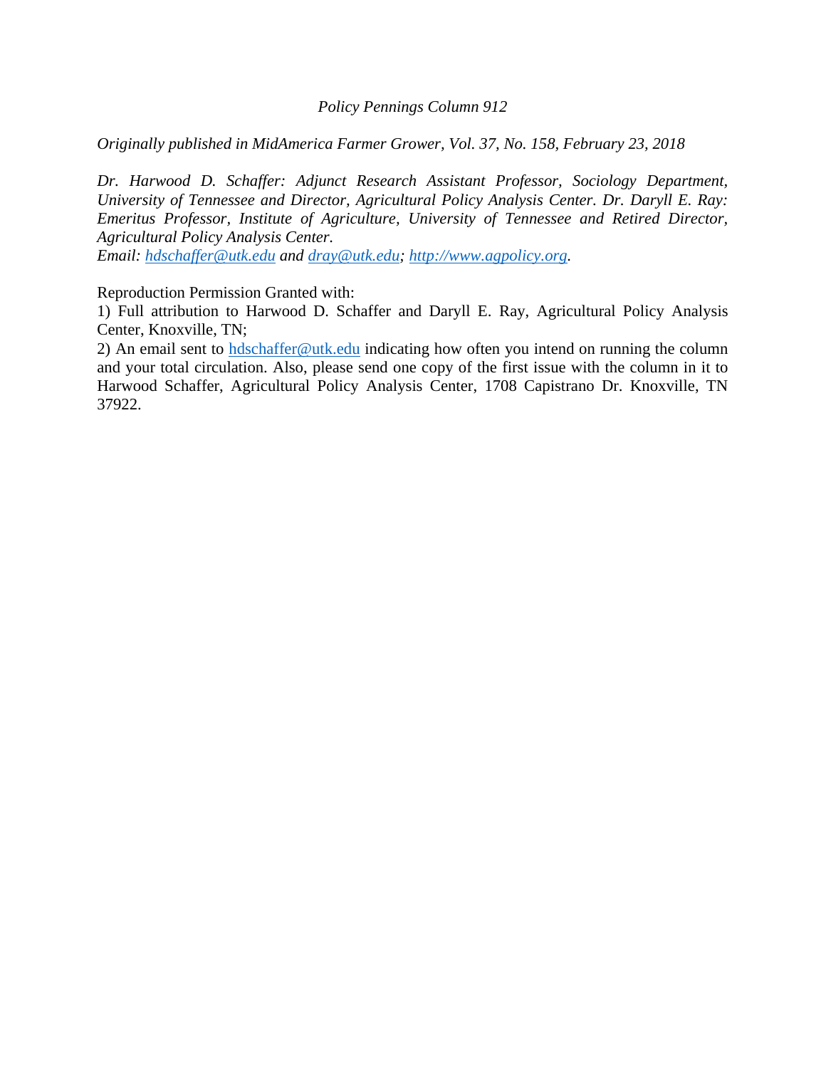*Policy Pennings Column 912*

*Originally published in MidAmerica Farmer Grower, Vol. 37, No. 158, February 23, 2018*

*Dr. Harwood D. Schaffer: Adjunct Research Assistant Professor, Sociology Department, University of Tennessee and Director, Agricultural Policy Analysis Center. Dr. Daryll E. Ray: Emeritus Professor, Institute of Agriculture, University of Tennessee and Retired Director, Agricultural Policy Analysis Center.*
*Email: hdschaffer@utk.edu and dray@utk.edu; http://www.agpolicy.org.*

Reproduction Permission Granted with:
1) Full attribution to Harwood D. Schaffer and Daryll E. Ray, Agricultural Policy Analysis Center, Knoxville, TN;
2) An email sent to hdschaffer@utk.edu indicating how often you intend on running the column and your total circulation. Also, please send one copy of the first issue with the column in it to Harwood Schaffer, Agricultural Policy Analysis Center, 1708 Capistrano Dr. Knoxville, TN 37922.